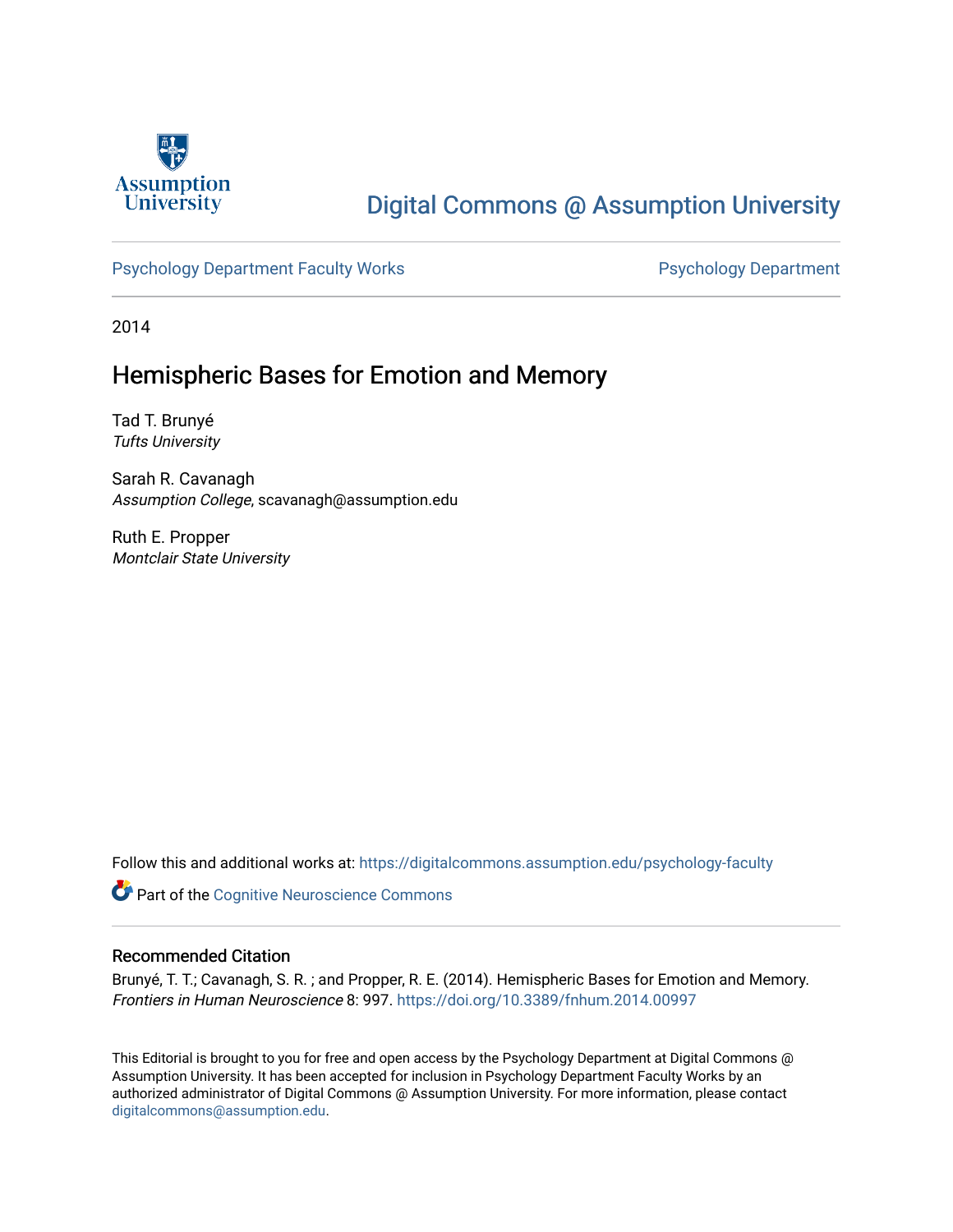Assumption University

Digital Commons @ Assumption University

Psychology Department Faculty Works

Psychology Department

2014

# Hemispheric Bases for Emotion and Memory

Tad T. Brunyé
*Tufts University*

Sarah R. Cavanagh
*Assumption College*, scavanagh@assumption.edu

Ruth E. Propper
*Montclair State University*

Follow this and additional works at: https://digitalcommons.assumption.edu/psychology-faculty

Part of the Cognitive Neuroscience Commons

## Recommended Citation

Brunyé, T. T.; Cavanagh, S. R. ; and Propper, R. E. (2014). Hemispheric Bases for Emotion and Memory. *Frontiers in Human Neuroscience* 8: 997. https://doi.org/10.3389/fnhum.2014.00997

This Editorial is brought to you for free and open access by the Psychology Department at Digital Commons @ Assumption University. It has been accepted for inclusion in Psychology Department Faculty Works by an authorized administrator of Digital Commons @ Assumption University. For more information, please contact digitalcommons@assumption.edu.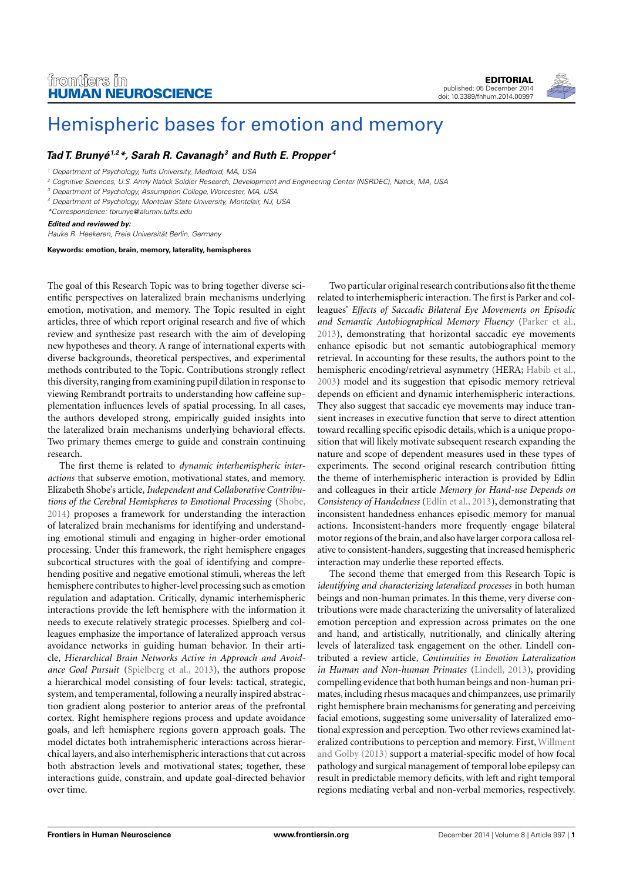# Hemispheric bases for emotion and memory

***Tad T. Brunyé*[1,2]*\*, *Sarah R. Cavanagh*[3] *and Ruth E. Propper*[4]**

[1] Department of Psychology, Tufts University, Medford, MA, USA
[2] Cognitive Sciences, U.S. Army Natick Soldier Research, Development and Engineering Center (NSRDEC), Natick, MA, USA
[3] Department of Psychology, Assumption College, Worcester, MA, USA
[4] Department of Psychology, Montclair State University, Montclair, NJ, USA
*Correspondence: tbrunye@alumni.tufts.edu

**Edited and reviewed by:**
Hauke R. Heekeren, Freie Universität Berlin, Germany

**Keywords: emotion, brain, memory, laterality, hemispheres**

The goal of this Research Topic was to bring together diverse scientific perspectives on lateralized brain mechanisms underlying emotion, motivation, and memory. The Topic resulted in eight articles, three of which report original research and five of which review and synthesize past research with the aim of developing new hypotheses and theory. A range of international experts with diverse backgrounds, theoretical perspectives, and experimental methods contributed to the Topic. Contributions strongly reflect this diversity, ranging from examining pupil dilation in response to viewing Rembrandt portraits to understanding how caffeine supplementation influences levels of spatial processing. In all cases, the authors developed strong, empirically guided insights into the lateralized brain mechanisms underlying behavioral effects. Two primary themes emerge to guide and constrain continuing research.

The first theme is related to *dynamic interhemispheric interactions* that subserve emotion, motivational states, and memory. Elizabeth Shobe's article, *Independent and Collaborative Contributions of the Cerebral Hemispheres to Emotional Processing* (Shobe, 2014) proposes a framework for understanding the interaction of lateralized brain mechanisms for identifying and understanding emotional stimuli and engaging in higher-order emotional processing. Under this framework, the right hemisphere engages subcortical structures with the goal of identifying and comprehending positive and negative emotional stimuli, whereas the left hemisphere contributes to higher-level processing such as emotion regulation and adaptation. Critically, dynamic interhemispheric interactions provide the left hemisphere with the information it needs to execute relatively strategic processes. Spielberg and colleagues emphasize the importance of lateralized approach versus avoidance networks in guiding human behavior. In their article, *Hierarchical Brain Networks Active in Approach and Avoidance Goal Pursuit* (Spielberg et al., 2013), the authors propose a hierarchical model consisting of four levels: tactical, strategic, system, and temperamental, following a neurally inspired abstraction gradient along posterior to anterior areas of the prefrontal cortex. Right hemisphere regions process and update avoidance goals, and left hemisphere regions govern approach goals. The model dictates both intrahemispheric interactions across hierarchical layers, and also interhemispheric interactions that cut across both abstraction levels and motivational states; together, these interactions guide, constrain, and update goal-directed behavior over time.

Two particular original research contributions also fit the theme related to interhemispheric interaction. The first is Parker and colleagues' *Effects of Saccadic Bilateral Eye Movements on Episodic and Semantic Autobiographical Memory Fluency* (Parker et al., 2013), demonstrating that horizontal saccadic eye movements enhance episodic but not semantic autobiographical memory retrieval. In accounting for these results, the authors point to the hemispheric encoding/retrieval asymmetry (HERA; Habib et al., 2003) model and its suggestion that episodic memory retrieval depends on efficient and dynamic interhemispheric interactions. They also suggest that saccadic eye movements may induce transient increases in executive function that serve to direct attention toward recalling specific episodic details, which is a unique proposition that will likely motivate subsequent research expanding the nature and scope of dependent measures used in these types of experiments. The second original research contribution fitting the theme of interhemispheric interaction is provided by Edlin and colleagues in their article *Memory for Hand-use Depends on Consistency of Handedness* (Edlin et al., 2013), demonstrating that inconsistent handedness enhances episodic memory for manual actions. Inconsistent-handers more frequently engage bilateral motor regions of the brain, and also have larger corpora callosa relative to consistent-handers, suggesting that increased hemispheric interaction may underlie these reported effects.

The second theme that emerged from this Research Topic is *identifying and characterizing lateralized processes* in both human beings and non-human primates. In this theme, very diverse contributions were made characterizing the universality of lateralized emotion perception and expression across primates on the one and hand, and artistically, nutritionally, and clinically altering levels of lateralized task engagement on the other. Lindell contributed a review article, *Continuities in Emotion Lateralization in Human and Non-human Primates* (Lindell, 2013), providing compelling evidence that both human beings and non-human primates, including rhesus macaques and chimpanzees, use primarily right hemisphere brain mechanisms for generating and perceiving facial emotions, suggesting some universality of lateralized emotional expression and perception. Two other reviews examined lateralized contributions to perception and memory. First, Willment and Golby (2013) support a material-specific model of how focal pathology and surgical management of temporal lobe epilepsy can result in predictable memory deficits, with left and right temporal regions mediating verbal and non-verbal memories, respectively.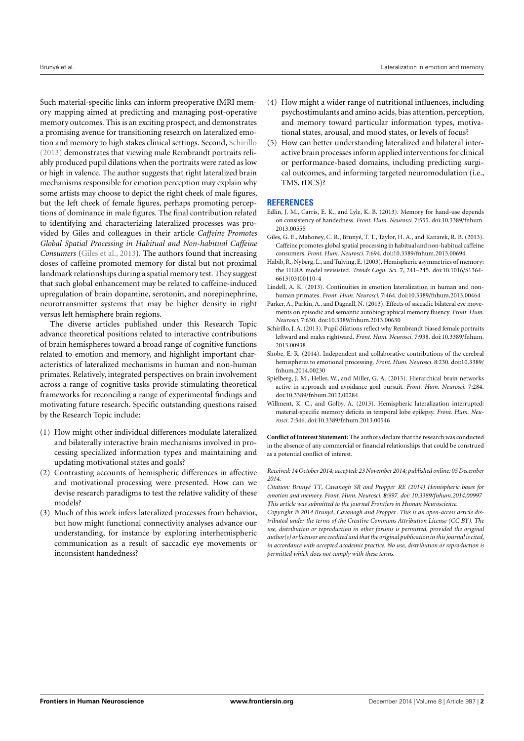Such material-specific links can inform preoperative fMRI memory mapping aimed at predicting and managing post-operative memory outcomes. This is an exciting prospect, and demonstrates a promising avenue for transitioning research on lateralized emotion and memory to high stakes clinical settings. Second, Schirillo (2013) demonstrates that viewing male Rembrandt portraits reliably produced pupil dilations when the portraits were rated as low or high in valence. The author suggests that right lateralized brain mechanisms responsible for emotion perception may explain why some artists may choose to depict the right cheek of male figures, but the left cheek of female figures, perhaps promoting perceptions of dominance in male figures. The final contribution related to identifying and characterizing lateralized processes was provided by Giles and colleagues in their article *Caffeine Promotes Global Spatial Processing in Habitual and Non-habitual Caffeine Consumers* (Giles et al., 2013). The authors found that increasing doses of caffeine promoted memory for distal but not proximal landmark relationships during a spatial memory test. They suggest that such global enhancement may be related to caffeine-induced upregulation of brain dopamine, serotonin, and norepinephrine, neurotransmitter systems that may be higher density in right versus left hemisphere brain regions.

The diverse articles published under this Research Topic advance theoretical positions related to interactive contributions of brain hemispheres toward a broad range of cognitive functions related to emotion and memory, and highlight important characteristics of lateralized mechanisms in human and non-human primates. Relatively, integrated perspectives on brain involvement across a range of cognitive tasks provide stimulating theoretical frameworks for reconciling a range of experimental findings and motivating future research. Specific outstanding questions raised by the Research Topic include:

1. How might other individual differences modulate lateralized and bilaterally interactive brain mechanisms involved in processing specialized information types and maintaining and updating motivational states and goals?
2. Contrasting accounts of hemispheric differences in affective and motivational processing were presented. How can we devise research paradigms to test the relative validity of these models?
3. Much of this work infers lateralized processes from behavior, but how might functional connectivity analyses advance our understanding, for instance by exploring interhemispheric communication as a result of saccadic eye movements or inconsistent handedness?
4. How might a wider range of nutritional influences, including psychostimulants and amino acids, bias attention, perception, and memory toward particular information types, motivational states, arousal, and mood states, or levels of focus?
5. How can better understanding lateralized and bilateral interactive brain processes inform applied interventions for clinical or performance-based domains, including predicting surgical outcomes, and informing targeted neuromodulation (i.e., TMS, tDCS)?

## REFERENCES

Edlin, J. M., Carris, E. K., and Lyle, K. B. (2013). Memory for hand-use depends on consistency of handedness. *Front. Hum. Neurosci.* 7:555. doi:10.3389/fnhum.2013.00555

Giles, G. E., Mahoney, C. R., Brunyé, T. T., Taylor, H. A., and Kanarek, R. B. (2013). Caffeine promotes global spatial processing in habitual and non-habitual caffeine consumers. *Front. Hum. Neurosci.* 7:694. doi:10.3389/fnhum.2013.00694

Habib, R., Nyberg, L., and Tulving, E. (2003). Hemispheric asymmetries of memory: the HERA model revisited. *Trends Cogn. Sci.* 7, 241–245. doi:10.1016/S1364-6613(03)00110-4

Lindell, A. K. (2013). Continuities in emotion lateralization in human and non-human primates. *Front. Hum. Neurosci.* 7:464. doi:10.3389/fnhum.2013.00464

Parker, A., Parkin, A., and Dagnall, N. (2013). Effects of saccadic bilateral eye movements on episodic and semantic autobiographical memory fluency. *Front. Hum. Neurosci.* 7:630. doi:10.3389/fnhum.2013.00630

Schirillo, J. A. (2013). Pupil dilations reflect why Rembrandt biased female portraits leftward and males rightward. *Front. Hum. Neurosci.* 7:938. doi:10.3389/fnhum.2013.00938

Shobe, E. R. (2014). Independent and collaborative contributions of the cerebral hemispheres to emotional processing. *Front. Hum. Neurosci.* 8:230. doi:10.3389/fnhum.2014.00230

Spielberg, J. M., Heller, W., and Miller, G. A. (2013). Hierarchical brain networks active in approach and avoidance goal pursuit. *Front. Hum. Neurosci.* 7:284. doi:10.3389/fnhum.2013.00284

Willment, K. C., and Golby, A. (2013). Hemispheric lateralization interrupted: material-specific memory deficits in temporal lobe epilepsy. *Front. Hum. Neurosci.* 7:546. doi:10.3389/fnhum.2013.00546

**Conflict of Interest Statement:** The authors declare that the research was conducted in the absence of any commercial or financial relationships that could be construed as a potential conflict of interest.

*Received: 14 October 2014; accepted: 23 November 2014; published online: 05 December 2014.*

*Citation: Brunyé TT, Cavanagh SR and Propper RE (2014) Hemispheric bases for emotion and memory. Front. Hum. Neurosci.* ***8****:997. doi: 10.3389/fnhum.2014.00997*

*This article was submitted to the journal Frontiers in Human Neuroscience.*

*Copyright © 2014 Brunyé, Cavanagh and Propper. This is an open-access article distributed under the terms of the Creative Commons Attribution License (CC BY). The use, distribution or reproduction in other forums is permitted, provided the original author(s) or licensor are credited and that the original publication in this journal is cited, in accordance with accepted academic practice. No use, distribution or reproduction is permitted which does not comply with these terms.*